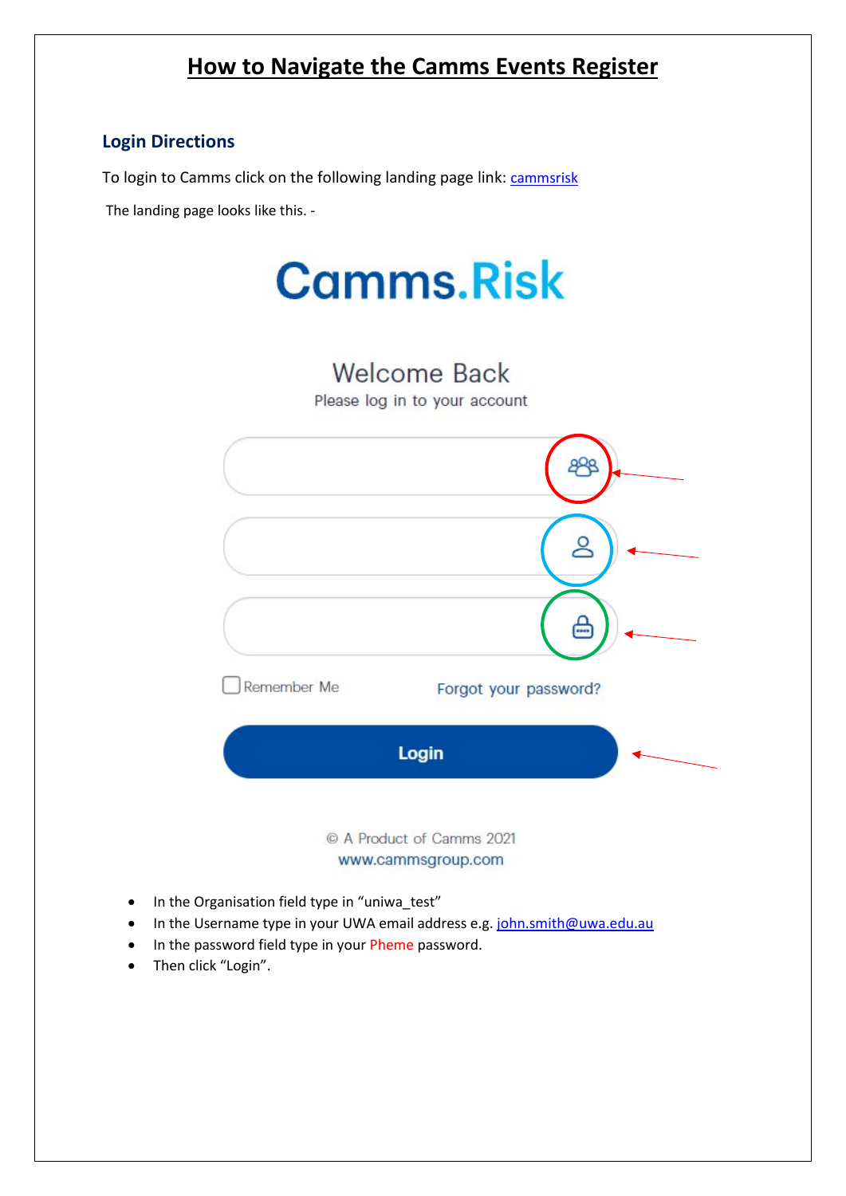# How to Navigate the Camms Events Register

## Login Directions

To login to Camms click on the following landing page link: cammsrisk

The landing page looks like this. -

Camms.Risk

Welcome Back

Please log in to your account

Remember Me

Forgot your password?

Login

© A Product of Camms 2021

www.cammsgroup.com

- In the Organisation field type in "uniwa_test"
- In the Username type in your UWA email address e.g. john.smith@uwa.edu.au
- In the password field type in your Pheme password.
- Then click "Login".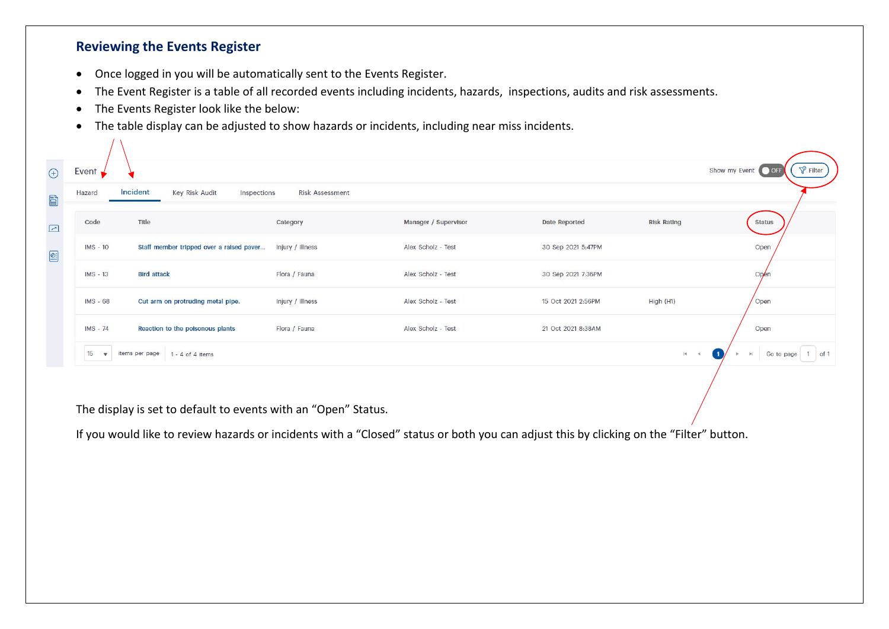## Reviewing the Events Register

- Once logged in you will be automatically sent to the Events Register.
- The Event Register is a table of all recorded events including incidents, hazards, inspections, audits and risk assessments.
- The Events Register look like the below:
- The table display can be adjusted to show hazards or incidents, including near miss incidents.

Event | Show my Event OFF | Filter

Hazard | Incident | Key Risk Audit | Inspections | Risk Assessment

| Code | Title | Category | Manager / Supervisor | Date Reported | Risk Rating | Status |
|---|---|---|---|---|---|---|
| IMS - 10 | Staff member tripped over a raised paver... | Injury / Illness | Alex Scholz - Test | 30 Sep 2021 5:47PM | | Open |
| IMS - 13 | Bird attack | Flora / Fauna | Alex Scholz - Test | 30 Sep 2021 7:36PM | | Open |
| IMS - 68 | Cut arm on protruding metal pipe. | Injury / Illness | Alex Scholz - Test | 15 Oct 2021 2:56PM | High (H1) | Open |
| IMS - 74 | Reaction to the poisonous plants | Flora / Fauna | Alex Scholz - Test | 21 Oct 2021 8:38AM | | Open |

15 items per page | 1 - 4 of 4 items | 1 | Go to page 1 of 1

The display is set to default to events with an "Open" Status.

If you would like to review hazards or incidents with a "Closed" status or both you can adjust this by clicking on the "Filter" button.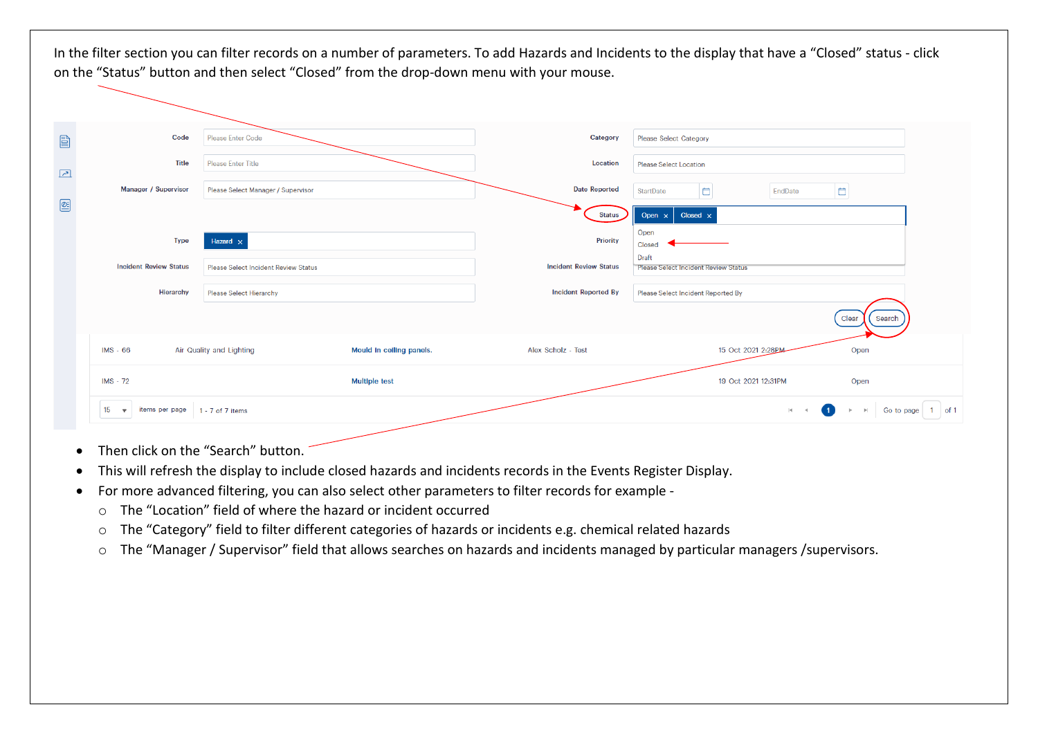In the filter section you can filter records on a number of parameters. To add Hazards and Incidents to the display that have a "Closed" status - click on the "Status" button and then select "Closed" from the drop-down menu with your mouse.

- Then click on the "Search" button.
- This will refresh the display to include closed hazards and incidents records in the Events Register Display.
- For more advanced filtering, you can also select other parameters to filter records for example -
  - The "Location" field of where the hazard or incident occurred
  - The "Category" field to filter different categories of hazards or incidents e.g. chemical related hazards
  - The "Manager / Supervisor" field that allows searches on hazards and incidents managed by particular managers /supervisors.